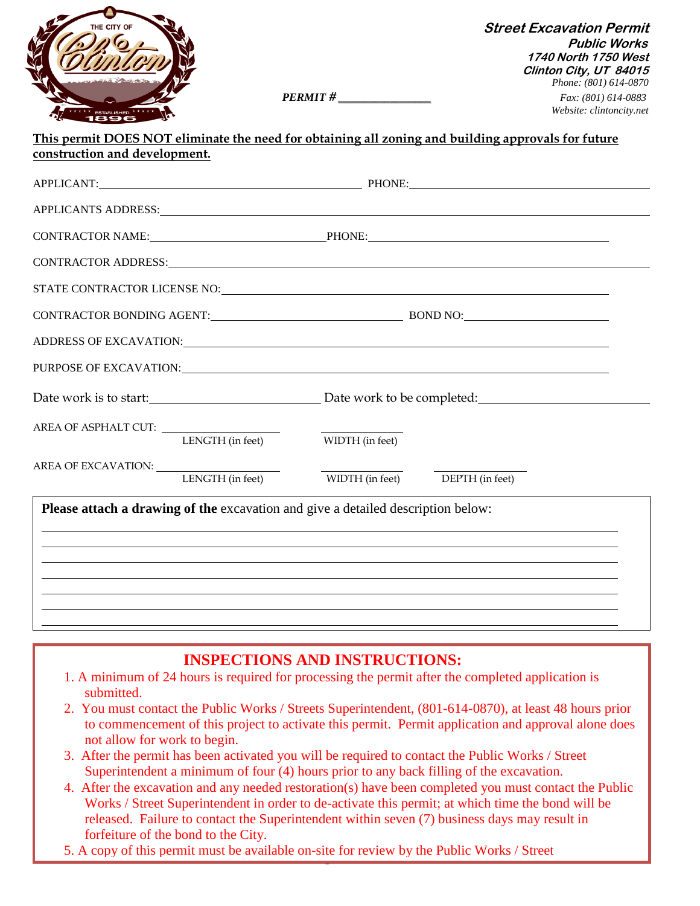**Street Excavation Permit**
**Public Works**
**1740 North 1750 West**
**Clinton City, UT 84015**
*Phone: (801) 614-0870*
*Fax: (801) 614-0883*
*Website: clintoncity.net*

***PERMIT #*** _______________

**This permit DOES NOT eliminate the need for obtaining all zoning and building approvals for future construction and development.**

APPLICANT: ______________________________ PHONE: ______________________________

APPLICANTS ADDRESS: ______________________________

CONTRACTOR NAME: ______________________________ PHONE: ______________________________

CONTRACTOR ADDRESS: ______________________________

STATE CONTRACTOR LICENSE NO: ______________________________

CONTRACTOR BONDING AGENT: ______________________________ BOND NO: ______________________________

ADDRESS OF EXCAVATION: ______________________________

PURPOSE OF EXCAVATION: ______________________________

Date work is to start: ______________________________ Date work to be completed: ______________________________

AREA OF ASPHALT CUT: ____________ LENGTH (in feet) ____________ WIDTH (in feet)

AREA OF EXCAVATION: ____________ LENGTH (in feet) ____________ WIDTH (in feet) ____________ DEPTH (in feet)

**Please attach a drawing of the** excavation and give a detailed description below:

______________________________

______________________________

______________________________

______________________________

______________________________

______________________________

## INSPECTIONS AND INSTRUCTIONS:

1. A minimum of 24 hours is required for processing the permit after the completed application is submitted.
2. You must contact the Public Works / Streets Superintendent, (801-614-0870), at least 48 hours prior to commencement of this project to activate this permit. Permit application and approval alone does not allow for work to begin.
3. After the permit has been activated you will be required to contact the Public Works / Street Superintendent a minimum of four (4) hours prior to any back filling of the excavation.
4. After the excavation and any needed restoration(s) have been completed you must contact the Public Works / Street Superintendent in order to de-activate this permit; at which time the bond will be released. Failure to contact the Superintendent within seven (7) business days may result in forfeiture of the bond to the City.
5. A copy of this permit must be available on-site for review by the Public Works / Street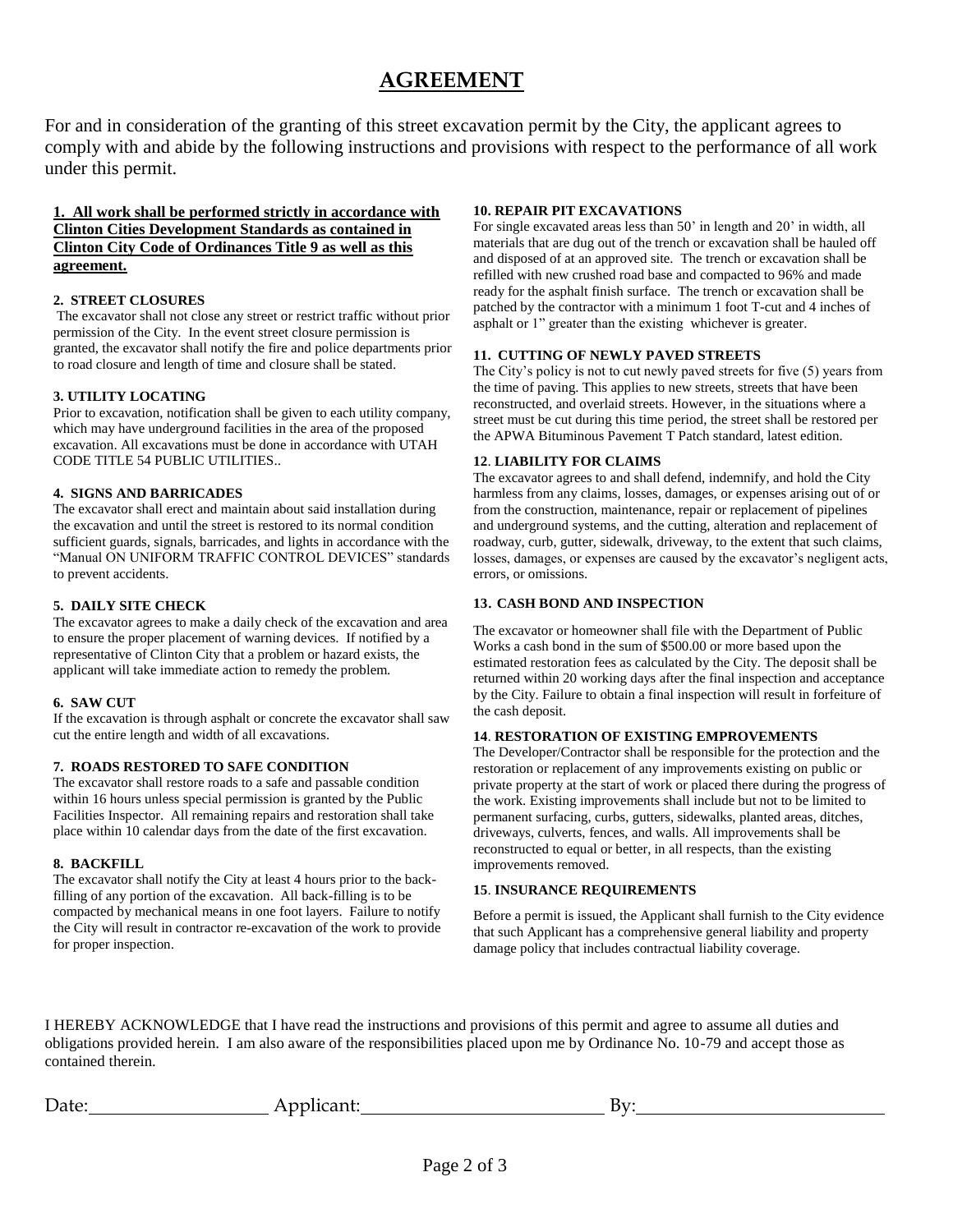# AGREEMENT

For and in consideration of the granting of this street excavation permit by the City, the applicant agrees to comply with and abide by the following instructions and provisions with respect to the performance of all work under this permit.

**1. All work shall be performed strictly in accordance with Clinton Cities Development Standards as contained in Clinton City Code of Ordinances Title 9 as well as this agreement.**

**2. STREET CLOSURES**

The excavator shall not close any street or restrict traffic without prior permission of the City. In the event street closure permission is granted, the excavator shall notify the fire and police departments prior to road closure and length of time and closure shall be stated.

**3. UTILITY LOCATING**

Prior to excavation, notification shall be given to each utility company, which may have underground facilities in the area of the proposed excavation. All excavations must be done in accordance with UTAH CODE TITLE 54 PUBLIC UTILITIES..

**4. SIGNS AND BARRICADES**

The excavator shall erect and maintain about said installation during the excavation and until the street is restored to its normal condition sufficient guards, signals, barricades, and lights in accordance with the "Manual ON UNIFORM TRAFFIC CONTROL DEVICES" standards to prevent accidents.

**5. DAILY SITE CHECK**

The excavator agrees to make a daily check of the excavation and area to ensure the proper placement of warning devices. If notified by a representative of Clinton City that a problem or hazard exists, the applicant will take immediate action to remedy the problem.

**6. SAW CUT**

If the excavation is through asphalt or concrete the excavator shall saw cut the entire length and width of all excavations.

**7. ROADS RESTORED TO SAFE CONDITION**

The excavator shall restore roads to a safe and passable condition within 16 hours unless special permission is granted by the Public Facilities Inspector. All remaining repairs and restoration shall take place within 10 calendar days from the date of the first excavation.

**8. BACKFILL**

The excavator shall notify the City at least 4 hours prior to the back-filling of any portion of the excavation. All back-filling is to be compacted by mechanical means in one foot layers. Failure to notify the City will result in contractor re-excavation of the work to provide for proper inspection.

**10. REPAIR PIT EXCAVATIONS**

For single excavated areas less than 50' in length and 20' in width, all materials that are dug out of the trench or excavation shall be hauled off and disposed of at an approved site. The trench or excavation shall be refilled with new crushed road base and compacted to 96% and made ready for the asphalt finish surface. The trench or excavation shall be patched by the contractor with a minimum 1 foot T-cut and 4 inches of asphalt or 1" greater than the existing whichever is greater.

**11. CUTTING OF NEWLY PAVED STREETS**

The City's policy is not to cut newly paved streets for five (5) years from the time of paving. This applies to new streets, streets that have been reconstructed, and overlaid streets. However, in the situations where a street must be cut during this time period, the street shall be restored per the APWA Bituminous Pavement T Patch standard, latest edition.

**12. LIABILITY FOR CLAIMS**

The excavator agrees to and shall defend, indemnify, and hold the City harmless from any claims, losses, damages, or expenses arising out of or from the construction, maintenance, repair or replacement of pipelines and underground systems, and the cutting, alteration and replacement of roadway, curb, gutter, sidewalk, driveway, to the extent that such claims, losses, damages, or expenses are caused by the excavator's negligent acts, errors, or omissions.

**13. CASH BOND AND INSPECTION**

The excavator or homeowner shall file with the Department of Public Works a cash bond in the sum of $500.00 or more based upon the estimated restoration fees as calculated by the City. The deposit shall be returned within 20 working days after the final inspection and acceptance by the City. Failure to obtain a final inspection will result in forfeiture of the cash deposit.

**14. RESTORATION OF EXISTING EMPROVEMENTS**

The Developer/Contractor shall be responsible for the protection and the restoration or replacement of any improvements existing on public or private property at the start of work or placed there during the progress of the work. Existing improvements shall include but not to be limited to permanent surfacing, curbs, gutters, sidewalks, planted areas, ditches, driveways, culverts, fences, and walls. All improvements shall be reconstructed to equal or better, in all respects, than the existing improvements removed.

**15. INSURANCE REQUIREMENTS**

Before a permit is issued, the Applicant shall furnish to the City evidence that such Applicant has a comprehensive general liability and property damage policy that includes contractual liability coverage.

I HEREBY ACKNOWLEDGE that I have read the instructions and provisions of this permit and agree to assume all duties and obligations provided herein. I am also aware of the responsibilities placed upon me by Ordinance No. 10-79 and accept those as contained therein.

Date:\_\_\_\_\_\_\_\_\_\_\_\_\_\_\_\_ Applicant:\_\_\_\_\_\_\_\_\_\_\_\_\_\_\_\_\_\_\_\_\_\_ By:\_\_\_\_\_\_\_\_\_\_\_\_\_\_\_\_\_\_\_\_\_\_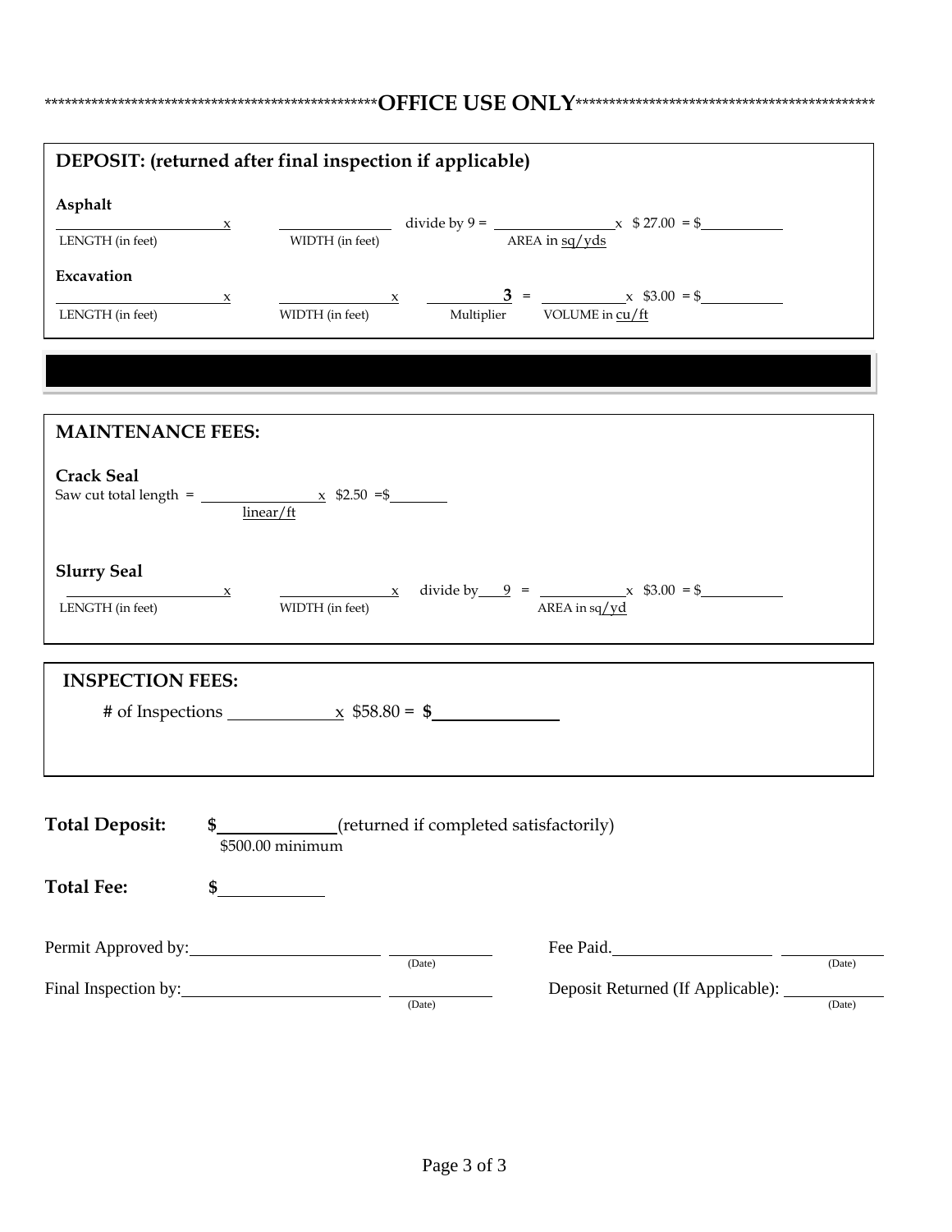**************************************************OFFICE USE ONLY**********************************************

**DEPOSIT: (returned after final inspection if applicable)**

**Asphalt**

\_\_\_\_\_\_\_\_\_\_\_\_\_\_ x \_\_\_\_\_\_\_\_\_\_\_\_\_\_ divide by 9 = \_\_\_\_\_\_\_\_\_\_\_\_\_\_ x $ 27.00 = $\_\_\_\_\_\_\_\_\_\_

LENGTH (in feet) WIDTH (in feet) AREA in sq/yds

**Excavation**

\_\_\_\_\_\_\_\_\_\_\_\_\_\_ x \_\_\_\_\_\_\_\_\_\_\_\_\_\_ x **3** = \_\_\_\_\_\_\_\_\_\_\_\_\_\_ x $3.00 = $\_\_\_\_\_\_\_\_\_\_

LENGTH (in feet) WIDTH (in feet) Multiplier VOLUME in cu/ft

**MAINTENANCE FEES:**

**Crack Seal**

Saw cut total length = \_\_\_\_\_\_\_\_\_\_\_\_\_\_ x $2.50 =$\_\_\_\_\_\_\_\_

linear/ft

**Slurry Seal**

\_\_\_\_\_\_\_\_\_\_\_\_\_\_ x \_\_\_\_\_\_\_\_\_\_\_\_\_\_ x divide by 9 = \_\_\_\_\_\_\_\_\_\_\_\_\_\_ x $3.00 = $\_\_\_\_\_\_\_\_\_\_

LENGTH (in feet) WIDTH (in feet) AREA in sq/yd

**INSPECTION FEES:**

\# of Inspections \_\_\_\_\_\_\_\_\_\_\_\_ x $58.80 = **$**\_\_\_\_\_\_\_\_\_\_\_\_

**Total Deposit:** **$**\_\_\_\_\_\_\_\_\_\_\_\_(returned if completed satisfactorily)

$500.00 minimum

**Total Fee:** **$**\_\_\_\_\_\_\_\_\_\_\_\_

Permit Approved by:\_\_\_\_\_\_\_\_\_\_\_\_\_\_\_\_\_\_\_\_ \_\_\_\_\_\_\_\_\_\_ (Date)

Fee Paid.\_\_\_\_\_\_\_\_\_\_\_\_\_\_\_\_\_\_ \_\_\_\_\_\_\_\_\_\_ (Date)

Final Inspection by:\_\_\_\_\_\_\_\_\_\_\_\_\_\_\_\_\_\_\_\_ \_\_\_\_\_\_\_\_\_\_ (Date)

Deposit Returned (If Applicable): \_\_\_\_\_\_\_\_\_\_ (Date)